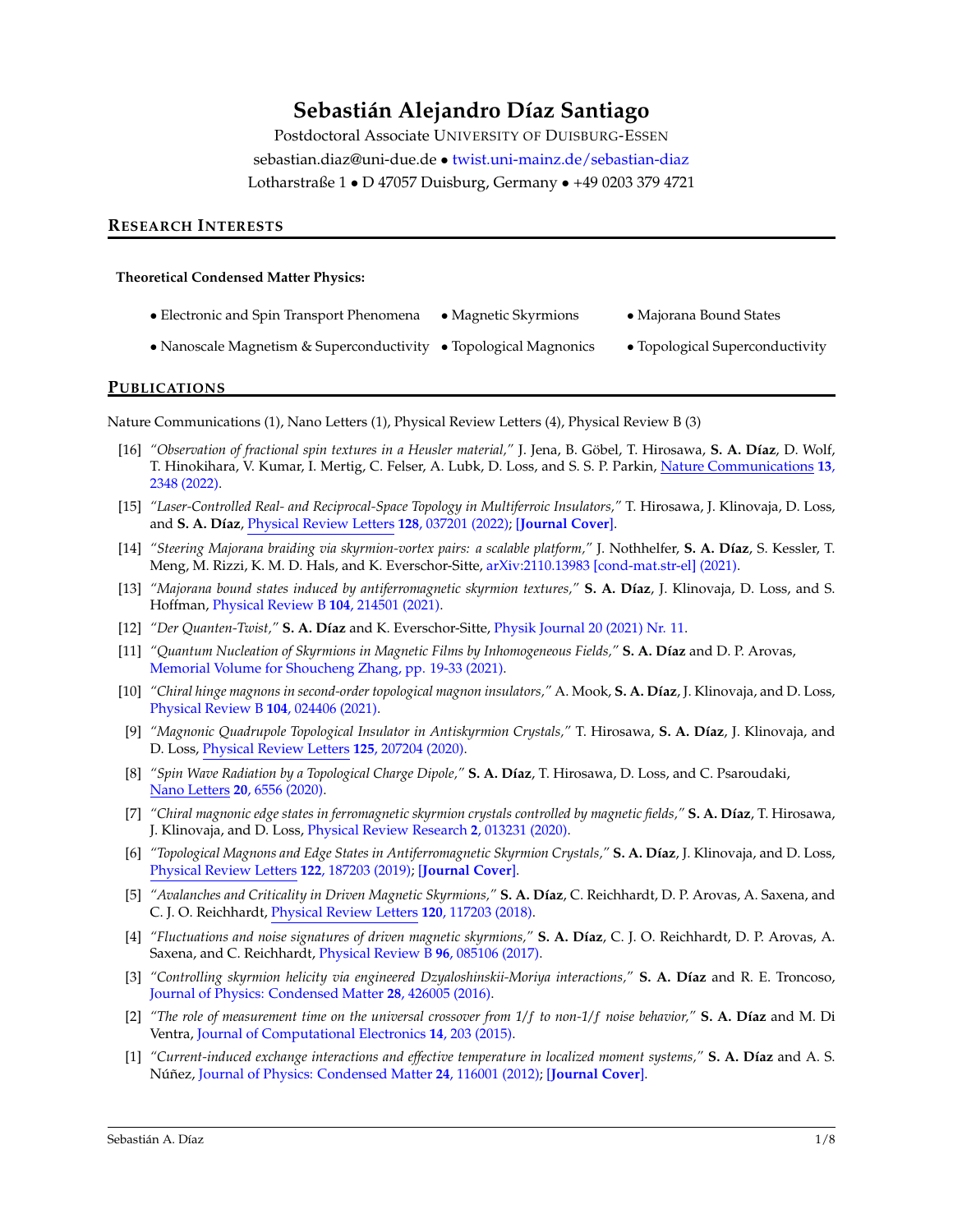# Sebastián Alejandro Díaz Santiago

Postdoctoral Associate UNIVERSITY OF DUISBURG-ESSEN

sebastian.diaz@uni-due.de • twist.uni-mainz.de/sebastian-diaz

Lotharstraße 1 • D 47057 Duisburg, Germany • +49 0203 379 4721

## RESEARCH INTERESTS

**Theoretical Condensed Matter Physics:**

- Electronic and Spin Transport Phenomena
- Magnetic Skyrmions
- Majorana Bound States
- Nanoscale Magnetism & Superconductivity
- Topological Magnonics
- Topological Superconductivity

## PUBLICATIONS

Nature Communications (1), Nano Letters (1), Physical Review Letters (4), Physical Review B (3)

[16] *"Observation of fractional spin textures in a Heusler material,"* J. Jena, B. Göbel, T. Hirosawa, **S. A. Díaz**, D. Wolf, T. Hinokihara, V. Kumar, I. Mertig, C. Felser, A. Lubk, D. Loss, and S. S. P. Parkin, Nature Communications **13**, 2348 (2022).

[15] *"Laser-Controlled Real- and Reciprocal-Space Topology in Multiferroic Insulators,"* T. Hirosawa, J. Klinovaja, D. Loss, and **S. A. Díaz**, Physical Review Letters **128**, 037201 (2022); **[Journal Cover]**.

[14] *"Steering Majorana braiding via skyrmion-vortex pairs: a scalable platform,"* J. Nothhelfer, **S. A. Díaz**, S. Kessler, T. Meng, M. Rizzi, K. M. D. Hals, and K. Everschor-Sitte, arXiv:2110.13983 [cond-mat.str-el] (2021).

[13] *"Majorana bound states induced by antiferromagnetic skyrmion textures,"* **S. A. Díaz**, J. Klinovaja, D. Loss, and S. Hoffman, Physical Review B **104**, 214501 (2021).

[12] *"Der Quanten-Twist,"* **S. A. Díaz** and K. Everschor-Sitte, Physik Journal 20 (2021) Nr. 11.

[11] *"Quantum Nucleation of Skyrmions in Magnetic Films by Inhomogeneous Fields,"* **S. A. Díaz** and D. P. Arovas, Memorial Volume for Shoucheng Zhang, pp. 19-33 (2021).

[10] *"Chiral hinge magnons in second-order topological magnon insulators,"* A. Mook, **S. A. Díaz**, J. Klinovaja, and D. Loss, Physical Review B **104**, 024406 (2021).

[9] *"Magnonic Quadrupole Topological Insulator in Antiskyrmion Crystals,"* T. Hirosawa, **S. A. Díaz**, J. Klinovaja, and D. Loss, Physical Review Letters **125**, 207204 (2020).

[8] *"Spin Wave Radiation by a Topological Charge Dipole,"* **S. A. Díaz**, T. Hirosawa, D. Loss, and C. Psaroudaki, Nano Letters **20**, 6556 (2020).

[7] *"Chiral magnonic edge states in ferromagnetic skyrmion crystals controlled by magnetic fields,"* **S. A. Díaz**, T. Hirosawa, J. Klinovaja, and D. Loss, Physical Review Research **2**, 013231 (2020).

[6] *"Topological Magnons and Edge States in Antiferromagnetic Skyrmion Crystals,"* **S. A. Díaz**, J. Klinovaja, and D. Loss, Physical Review Letters **122**, 187203 (2019); **[Journal Cover]**.

[5] *"Avalanches and Criticality in Driven Magnetic Skyrmions,"* **S. A. Díaz**, C. Reichhardt, D. P. Arovas, A. Saxena, and C. J. O. Reichhardt, Physical Review Letters **120**, 117203 (2018).

[4] *"Fluctuations and noise signatures of driven magnetic skyrmions,"* **S. A. Díaz**, C. J. O. Reichhardt, D. P. Arovas, A. Saxena, and C. Reichhardt, Physical Review B **96**, 085106 (2017).

[3] *"Controlling skyrmion helicity via engineered Dzyaloshinskii-Moriya interactions,"* **S. A. Díaz** and R. E. Troncoso, Journal of Physics: Condensed Matter **28**, 426005 (2016).

[2] *"The role of measurement time on the universal crossover from $1/f$ to non-$1/f$ noise behavior,"* **S. A. Díaz** and M. Di Ventra, Journal of Computational Electronics **14**, 203 (2015).

[1] *"Current-induced exchange interactions and effective temperature in localized moment systems,"* **S. A. Díaz** and A. S. Núñez, Journal of Physics: Condensed Matter **24**, 116001 (2012); **[Journal Cover]**.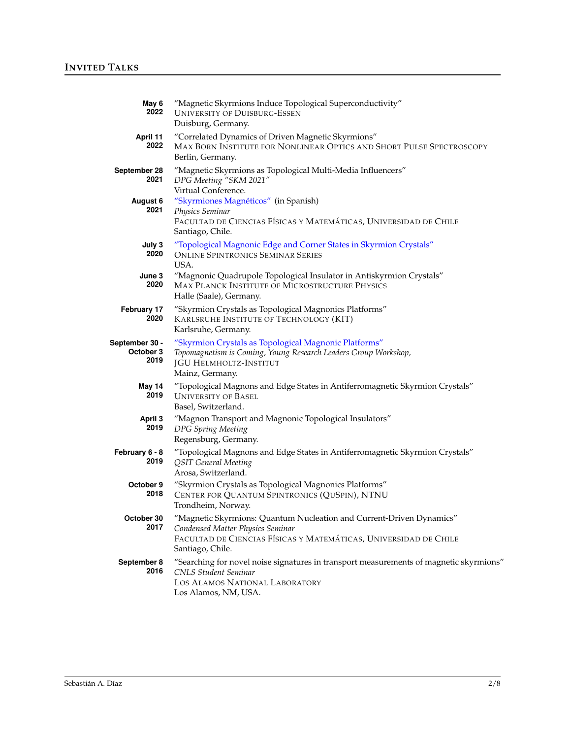## INVITED TALKS

**May 6 2022** "Magnetic Skyrmions Induce Topological Superconductivity"
UNIVERSITY OF DUISBURG-ESSEN
Duisburg, Germany.

**April 11 2022** "Correlated Dynamics of Driven Magnetic Skyrmions"
MAX BORN INSTITUTE FOR NONLINEAR OPTICS AND SHORT PULSE SPECTROSCOPY
Berlin, Germany.

**September 28 2021** "Magnetic Skyrmions as Topological Multi-Media Influencers"
*DPG Meeting "SKM 2021"*
Virtual Conference.

**August 6 2021** "Skyrmiones Magnéticos" (in Spanish)
*Physics Seminar*
FACULTAD DE CIENCIAS FÍSICAS Y MATEMÁTICAS, UNIVERSIDAD DE CHILE
Santiago, Chile.

**July 3 2020** "Topological Magnonic Edge and Corner States in Skyrmion Crystals"
ONLINE SPINTRONICS SEMINAR SERIES
USA.

**June 3 2020** "Magnonic Quadrupole Topological Insulator in Antiskyrmion Crystals"
MAX PLANCK INSTITUTE OF MICROSTRUCTURE PHYSICS
Halle (Saale), Germany.

**February 17 2020** "Skyrmion Crystals as Topological Magnonics Platforms"
KARLSRUHE INSTITUTE OF TECHNOLOGY (KIT)
Karlsruhe, Germany.

**September 30 - October 3 2019** "Skyrmion Crystals as Topological Magnonic Platforms"
*Topomagnetism is Coming, Young Research Leaders Group Workshop,*
JGU HELMHOLTZ-INSTITUT
Mainz, Germany.

**May 14 2019** "Topological Magnons and Edge States in Antiferromagnetic Skyrmion Crystals"
UNIVERSITY OF BASEL
Basel, Switzerland.

**April 3 2019** "Magnon Transport and Magnonic Topological Insulators"
*DPG Spring Meeting*
Regensburg, Germany.

**February 6 - 8 2019** "Topological Magnons and Edge States in Antiferromagnetic Skyrmion Crystals"
*QSIT General Meeting*
Arosa, Switzerland.

**October 9 2018** "Skyrmion Crystals as Topological Magnonics Platforms"
CENTER FOR QUANTUM SPINTRONICS (QUSPIN), NTNU
Trondheim, Norway.

**October 30 2017** "Magnetic Skyrmions: Quantum Nucleation and Current-Driven Dynamics"
*Condensed Matter Physics Seminar*
FACULTAD DE CIENCIAS FÍSICAS Y MATEMÁTICAS, UNIVERSIDAD DE CHILE
Santiago, Chile.

**September 8 2016** "Searching for novel noise signatures in transport measurements of magnetic skyrmions"
*CNLS Student Seminar*
LOS ALAMOS NATIONAL LABORATORY
Los Alamos, NM, USA.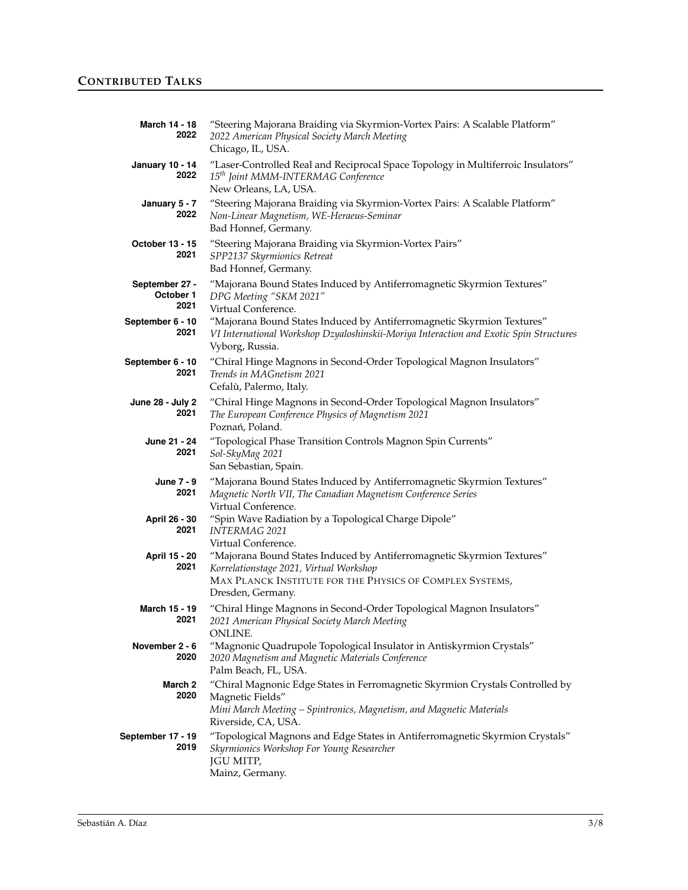## CONTRIBUTED TALKS

**March 14 - 18 2022**
"Steering Majorana Braiding via Skyrmion-Vortex Pairs: A Scalable Platform"
*2022 American Physical Society March Meeting*
Chicago, IL, USA.

**January 10 - 14 2022**
"Laser-Controlled Real and Reciprocal Space Topology in Multiferroic Insulators"
*15th Joint MMM-INTERMAG Conference*
New Orleans, LA, USA.

**January 5 - 7 2022**
"Steering Majorana Braiding via Skyrmion-Vortex Pairs: A Scalable Platform"
*Non-Linear Magnetism, WE-Heraeus-Seminar*
Bad Honnef, Germany.

**October 13 - 15 2021**
"Steering Majorana Braiding via Skyrmion-Vortex Pairs"
*SPP2137 Skyrmionics Retreat*
Bad Honnef, Germany.

**September 27 - October 1 2021**
"Majorana Bound States Induced by Antiferromagnetic Skyrmion Textures"
*DPG Meeting "SKM 2021"*
Virtual Conference.

**September 6 - 10 2021**
"Majorana Bound States Induced by Antiferromagnetic Skyrmion Textures"
*VI International Workshop Dzyaloshinskii-Moriya Interaction and Exotic Spin Structures*
Vyborg, Russia.

**September 6 - 10 2021**
"Chiral Hinge Magnons in Second-Order Topological Magnon Insulators"
*Trends in MAGnetism 2021*
Cefalù, Palermo, Italy.

**June 28 - July 2 2021**
"Chiral Hinge Magnons in Second-Order Topological Magnon Insulators"
*The European Conference Physics of Magnetism 2021*
Poznań, Poland.

**June 21 - 24 2021**
"Topological Phase Transition Controls Magnon Spin Currents"
*Sol-SkyMag 2021*
San Sebastian, Spain.

**June 7 - 9 2021**
"Majorana Bound States Induced by Antiferromagnetic Skyrmion Textures"
*Magnetic North VII, The Canadian Magnetism Conference Series*
Virtual Conference.

**April 26 - 30 2021**
"Spin Wave Radiation by a Topological Charge Dipole"
*INTERMAG 2021*
Virtual Conference.

**April 15 - 20 2021**
"Majorana Bound States Induced by Antiferromagnetic Skyrmion Textures"
*Korrelationstage 2021, Virtual Workshop*
MAX PLANCK INSTITUTE FOR THE PHYSICS OF COMPLEX SYSTEMS,
Dresden, Germany.

**March 15 - 19 2021**
"Chiral Hinge Magnons in Second-Order Topological Magnon Insulators"
*2021 American Physical Society March Meeting*
ONLINE.

**November 2 - 6 2020**
"Magnonic Quadrupole Topological Insulator in Antiskyrmion Crystals"
*2020 Magnetism and Magnetic Materials Conference*
Palm Beach, FL, USA.

**March 2 2020**
"Chiral Magnonic Edge States in Ferromagnetic Skyrmion Crystals Controlled by Magnetic Fields"
*Mini March Meeting – Spintronics, Magnetism, and Magnetic Materials*
Riverside, CA, USA.

**September 17 - 19 2019**
"Topological Magnons and Edge States in Antiferromagnetic Skyrmion Crystals"
*Skyrmionics Workshop For Young Researcher*
JGU MITP,
Mainz, Germany.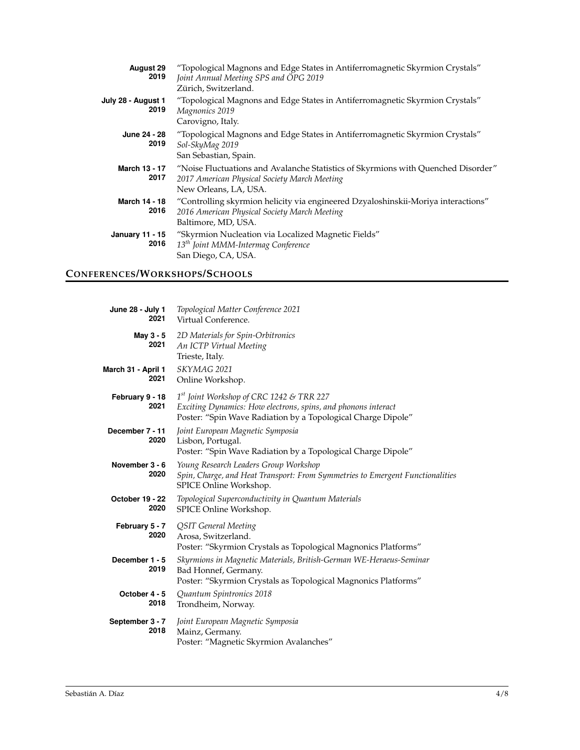**August 29 2019**
"Topological Magnons and Edge States in Antiferromagnetic Skyrmion Crystals"
*Joint Annual Meeting SPS and ÖPG 2019*
Zürich, Switzerland.

**July 28 - August 1 2019**
"Topological Magnons and Edge States in Antiferromagnetic Skyrmion Crystals"
*Magnonics 2019*
Carovigno, Italy.

**June 24 - 28 2019**
"Topological Magnons and Edge States in Antiferromagnetic Skyrmion Crystals"
*Sol-SkyMag 2019*
San Sebastian, Spain.

**March 13 - 17 2017**
"Noise Fluctuations and Avalanche Statistics of Skyrmions with Quenched Disorder"
*2017 American Physical Society March Meeting*
New Orleans, LA, USA.

**March 14 - 18 2016**
"Controlling skyrmion helicity via engineered Dzyaloshinskii-Moriya interactions"
*2016 American Physical Society March Meeting*
Baltimore, MD, USA.

**January 11 - 15 2016**
"Skyrmion Nucleation via Localized Magnetic Fields"
*13$^{th}$ Joint MMM-Intermag Conference*
San Diego, CA, USA.

## CONFERENCES/WORKSHOPS/SCHOOLS

**June 28 - July 1 2021**
*Topological Matter Conference 2021*
Virtual Conference.

**May 3 - 5 2021**
*2D Materials for Spin-Orbitronics*
*An ICTP Virtual Meeting*
Trieste, Italy.

**March 31 - April 1 2021**
*SKYMAG 2021*
Online Workshop.

**February 9 - 18 2021**
*1$^{st}$ Joint Workshop of CRC 1242 & TRR 227*
*Exciting Dynamics: How electrons, spins, and phonons interact*
Poster: "Spin Wave Radiation by a Topological Charge Dipole"

**December 7 - 11 2020**
*Joint European Magnetic Symposia*
Lisbon, Portugal.
Poster: "Spin Wave Radiation by a Topological Charge Dipole"

**November 3 - 6 2020**
*Young Research Leaders Group Workshop*
*Spin, Charge, and Heat Transport: From Symmetries to Emergent Functionalities*
SPICE Online Workshop.

**October 19 - 22 2020**
*Topological Superconductivity in Quantum Materials*
SPICE Online Workshop.

**February 5 - 7 2020**
*QSIT General Meeting*
Arosa, Switzerland.
Poster: "Skyrmion Crystals as Topological Magnonics Platforms"

**December 1 - 5 2019**
*Skyrmions in Magnetic Materials, British-German WE-Heraeus-Seminar*
Bad Honnef, Germany.
Poster: "Skyrmion Crystals as Topological Magnonics Platforms"

**October 4 - 5 2018**
*Quantum Spintronics 2018*
Trondheim, Norway.

**September 3 - 7 2018**
*Joint European Magnetic Symposia*
Mainz, Germany.
Poster: "Magnetic Skyrmion Avalanches"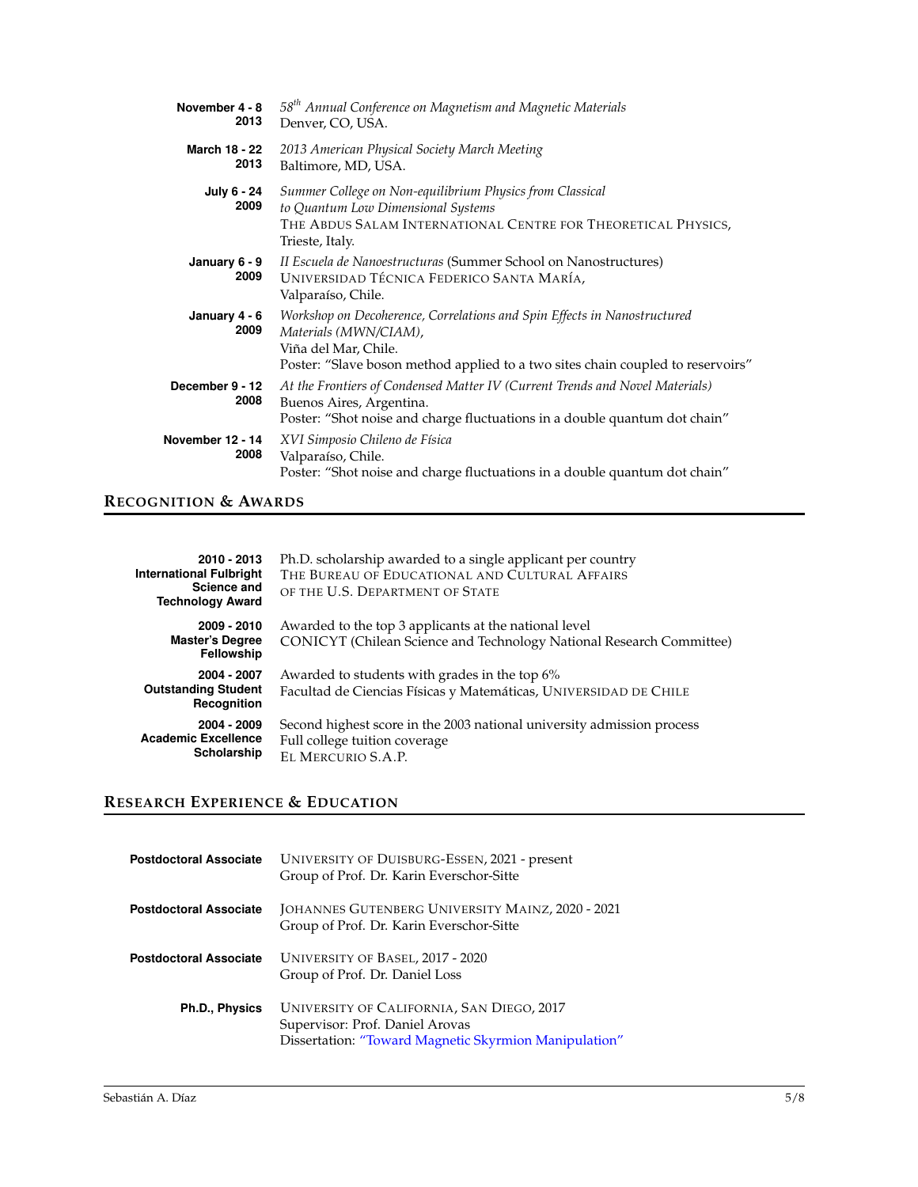**November 4 - 8 2013**
*58th Annual Conference on Magnetism and Magnetic Materials*
Denver, CO, USA.

**March 18 - 22 2013**
*2013 American Physical Society March Meeting*
Baltimore, MD, USA.

**July 6 - 24 2009**
*Summer College on Non-equilibrium Physics from Classical to Quantum Low Dimensional Systems*
The Abdus Salam International Centre for Theoretical Physics,
Trieste, Italy.

**January 6 - 9 2009**
*II Escuela de Nanoestructuras* (Summer School on Nanostructures)
Universidad Técnica Federico Santa María,
Valparaíso, Chile.

**January 4 - 6 2009**
*Workshop on Decoherence, Correlations and Spin Effects in Nanostructured Materials (MWN/CIAM),*
Viña del Mar, Chile.
Poster: "Slave boson method applied to a two sites chain coupled to reservoirs"

**December 9 - 12 2008**
*At the Frontiers of Condensed Matter IV (Current Trends and Novel Materials)*
Buenos Aires, Argentina.
Poster: "Shot noise and charge fluctuations in a double quantum dot chain"

**November 12 - 14 2008**
*XVI Simposio Chileno de Física*
Valparaíso, Chile.
Poster: "Shot noise and charge fluctuations in a double quantum dot chain"

## Recognition & Awards

**2010 - 2013 International Fulbright Science and Technology Award**
Ph.D. scholarship awarded to a single applicant per country
The Bureau of Educational and Cultural Affairs of the U.S. Department of State

**2009 - 2010 Master's Degree Fellowship**
Awarded to the top 3 applicants at the national level
CONICYT (Chilean Science and Technology National Research Committee)

**2004 - 2007 Outstanding Student Recognition**
Awarded to students with grades in the top 6%
Facultad de Ciencias Físicas y Matemáticas, Universidad de Chile

**2004 - 2009 Academic Excellence Scholarship**
Second highest score in the 2003 national university admission process
Full college tuition coverage
El Mercurio S.A.P.

## Research Experience & Education

**Postdoctoral Associate**
University of Duisburg-Essen, 2021 - present
Group of Prof. Dr. Karin Everschor-Sitte

**Postdoctoral Associate**
Johannes Gutenberg University Mainz, 2020 - 2021
Group of Prof. Dr. Karin Everschor-Sitte

**Postdoctoral Associate**
University of Basel, 2017 - 2020
Group of Prof. Dr. Daniel Loss

**Ph.D., Physics**
University of California, San Diego, 2017
Supervisor: Prof. Daniel Arovas
Dissertation: "Toward Magnetic Skyrmion Manipulation"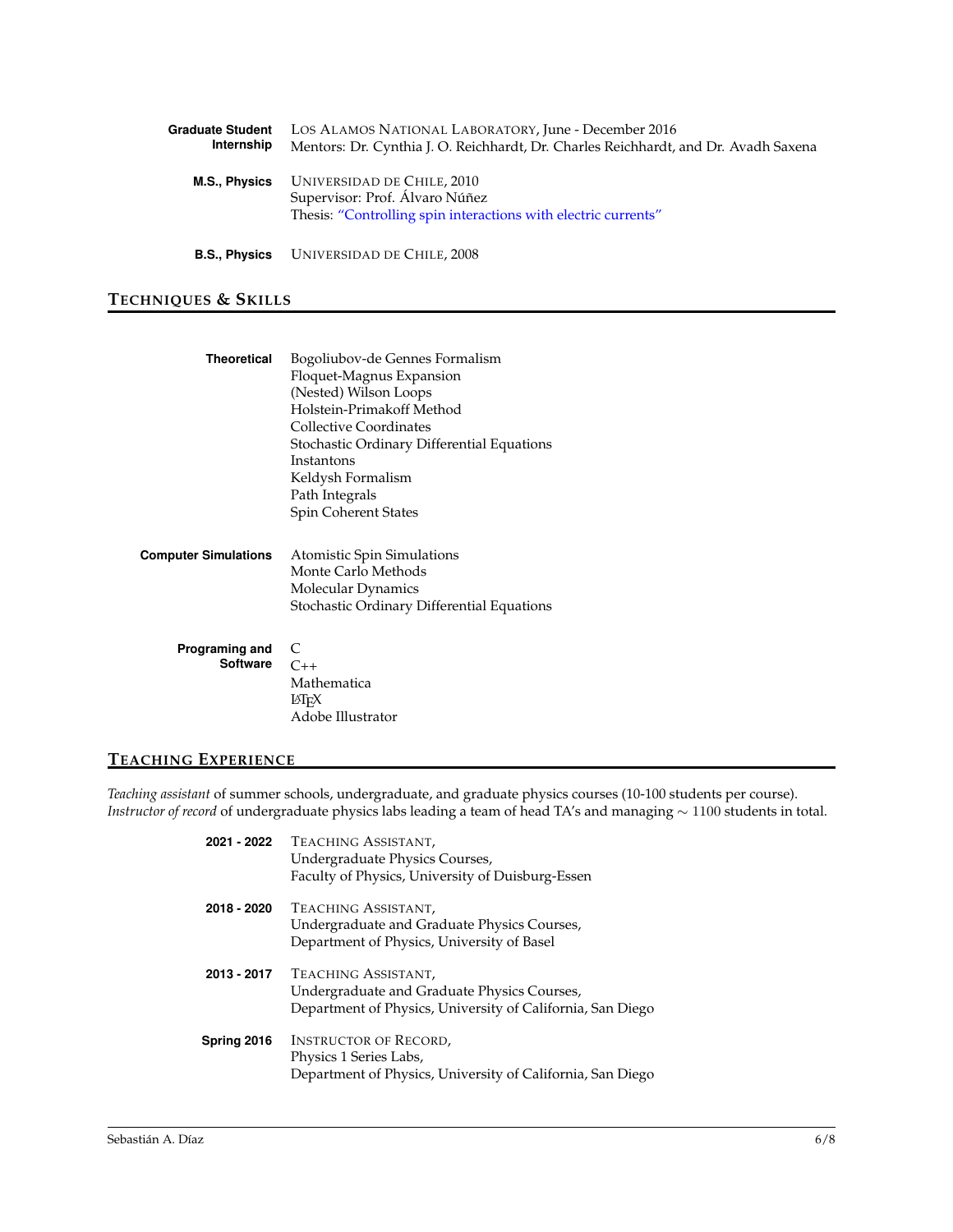**Graduate Student Internship** — LOS ALAMOS NATIONAL LABORATORY, June - December 2016
Mentors: Dr. Cynthia J. O. Reichhardt, Dr. Charles Reichhardt, and Dr. Avadh Saxena

**M.S., Physics** — UNIVERSIDAD DE CHILE, 2010
Supervisor: Prof. Álvaro Núñez
Thesis: "Controlling spin interactions with electric currents"

**B.S., Physics** — UNIVERSIDAD DE CHILE, 2008

## TECHNIQUES & SKILLS

**Theoretical**
- Bogoliubov-de Gennes Formalism
- Floquet-Magnus Expansion
- (Nested) Wilson Loops
- Holstein-Primakoff Method
- Collective Coordinates
- Stochastic Ordinary Differential Equations
- Instantons
- Keldysh Formalism
- Path Integrals
- Spin Coherent States

**Computer Simulations**
- Atomistic Spin Simulations
- Monte Carlo Methods
- Molecular Dynamics
- Stochastic Ordinary Differential Equations

**Programing and Software**
- C
- C++
- Mathematica
- LaTeX
- Adobe Illustrator

## TEACHING EXPERIENCE

*Teaching assistant* of summer schools, undergraduate, and graduate physics courses (10-100 students per course).
*Instructor of record* of undergraduate physics labs leading a team of head TA's and managing $\sim$ 1100 students in total.

**2021 - 2022** — TEACHING ASSISTANT,
Undergraduate Physics Courses,
Faculty of Physics, University of Duisburg-Essen

**2018 - 2020** — TEACHING ASSISTANT,
Undergraduate and Graduate Physics Courses,
Department of Physics, University of Basel

**2013 - 2017** — TEACHING ASSISTANT,
Undergraduate and Graduate Physics Courses,
Department of Physics, University of California, San Diego

**Spring 2016** — INSTRUCTOR OF RECORD,
Physics 1 Series Labs,
Department of Physics, University of California, San Diego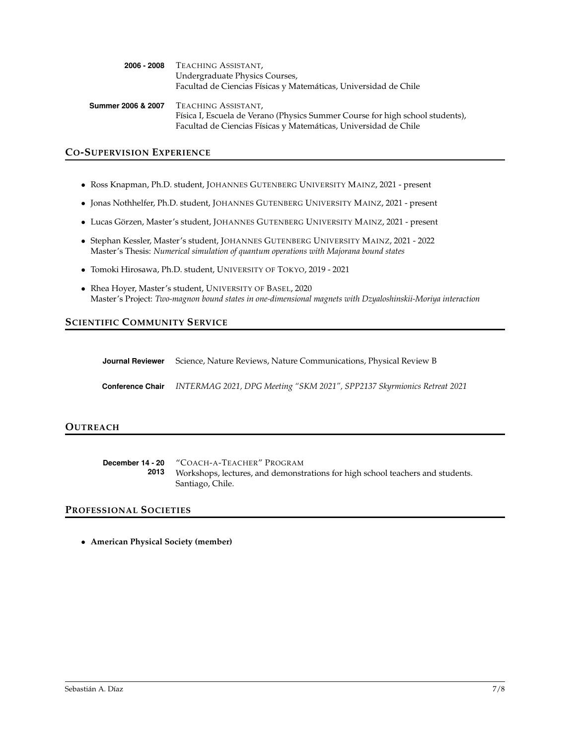**2006 - 2008** TEACHING ASSISTANT,
Undergraduate Physics Courses,
Facultad de Ciencias Físicas y Matemáticas, Universidad de Chile

**Summer 2006 & 2007** TEACHING ASSISTANT,
Física I, Escuela de Verano (Physics Summer Course for high school students),
Facultad de Ciencias Físicas y Matemáticas, Universidad de Chile

## CO-SUPERVISION EXPERIENCE

- Ross Knapman, Ph.D. student, JOHANNES GUTENBERG UNIVERSITY MAINZ, 2021 - present
- Jonas Nothhelfer, Ph.D. student, JOHANNES GUTENBERG UNIVERSITY MAINZ, 2021 - present
- Lucas Görzen, Master's student, JOHANNES GUTENBERG UNIVERSITY MAINZ, 2021 - present
- Stephan Kessler, Master's student, JOHANNES GUTENBERG UNIVERSITY MAINZ, 2021 - 2022
  Master's Thesis: *Numerical simulation of quantum operations with Majorana bound states*
- Tomoki Hirosawa, Ph.D. student, UNIVERSITY OF TOKYO, 2019 - 2021
- Rhea Hoyer, Master's student, UNIVERSITY OF BASEL, 2020
  Master's Project: *Two-magnon bound states in one-dimensional magnets with Dzyaloshinskii-Moriya interaction*

## SCIENTIFIC COMMUNITY SERVICE

**Journal Reviewer** Science, Nature Reviews, Nature Communications, Physical Review B

**Conference Chair** *INTERMAG 2021, DPG Meeting "SKM 2021", SPP2137 Skyrmionics Retreat 2021*

## OUTREACH

**December 14 - 20 2013** "COACH-A-TEACHER" PROGRAM
Workshops, lectures, and demonstrations for high school teachers and students.
Santiago, Chile.

## PROFESSIONAL SOCIETIES

- **American Physical Society (member)**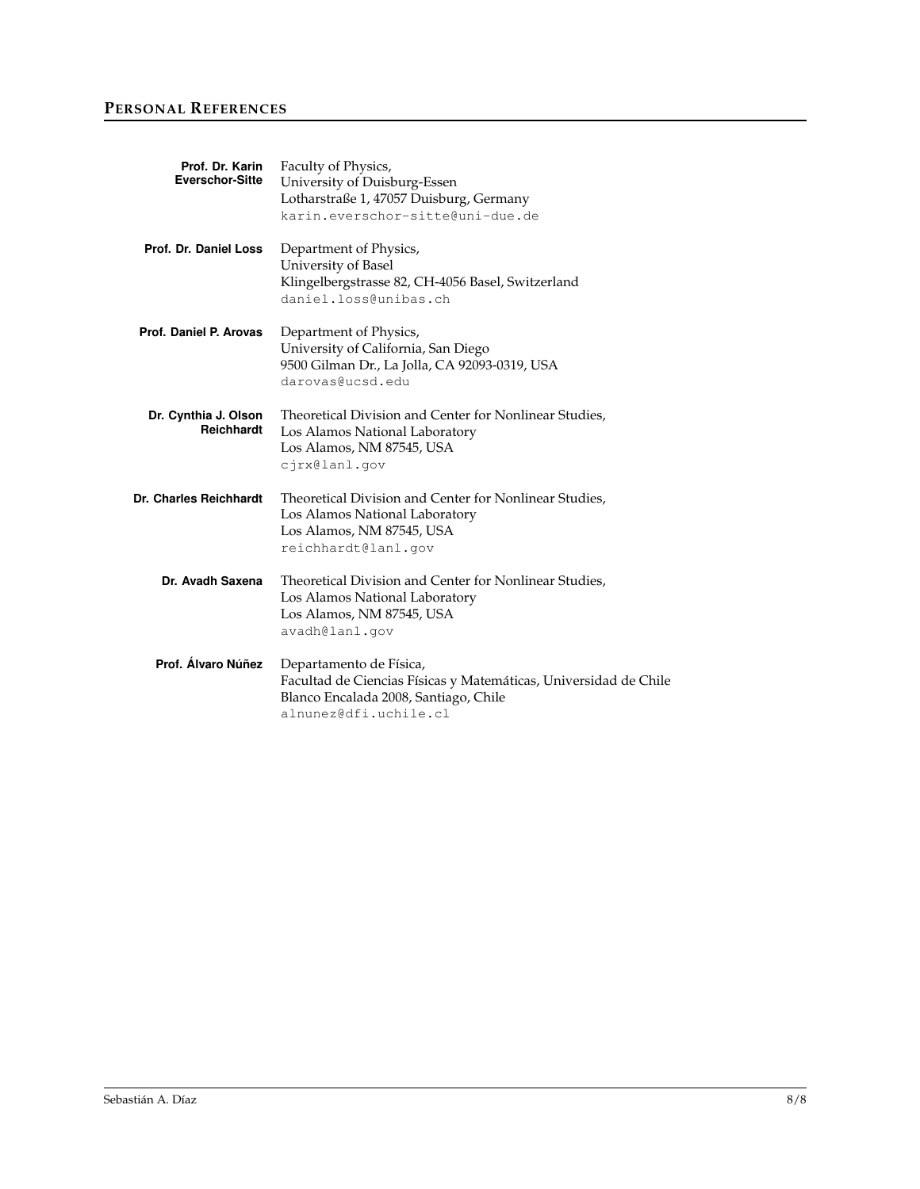## PERSONAL REFERENCES

**Prof. Dr. Karin Everschor-Sitte**
Faculty of Physics,
University of Duisburg-Essen
Lotharstraße 1, 47057 Duisburg, Germany
karin.everschor-sitte@uni-due.de

**Prof. Dr. Daniel Loss**
Department of Physics,
University of Basel
Klingelbergstrasse 82, CH-4056 Basel, Switzerland
daniel.loss@unibas.ch

**Prof. Daniel P. Arovas**
Department of Physics,
University of California, San Diego
9500 Gilman Dr., La Jolla, CA 92093-0319, USA
darovas@ucsd.edu

**Dr. Cynthia J. Olson Reichhardt**
Theoretical Division and Center for Nonlinear Studies,
Los Alamos National Laboratory
Los Alamos, NM 87545, USA
cjrx@lanl.gov

**Dr. Charles Reichhardt**
Theoretical Division and Center for Nonlinear Studies,
Los Alamos National Laboratory
Los Alamos, NM 87545, USA
reichhardt@lanl.gov

**Dr. Avadh Saxena**
Theoretical Division and Center for Nonlinear Studies,
Los Alamos National Laboratory
Los Alamos, NM 87545, USA
avadh@lanl.gov

**Prof. Álvaro Núñez**
Departamento de Física,
Facultad de Ciencias Físicas y Matemáticas, Universidad de Chile
Blanco Encalada 2008, Santiago, Chile
alnunez@dfi.uchile.cl